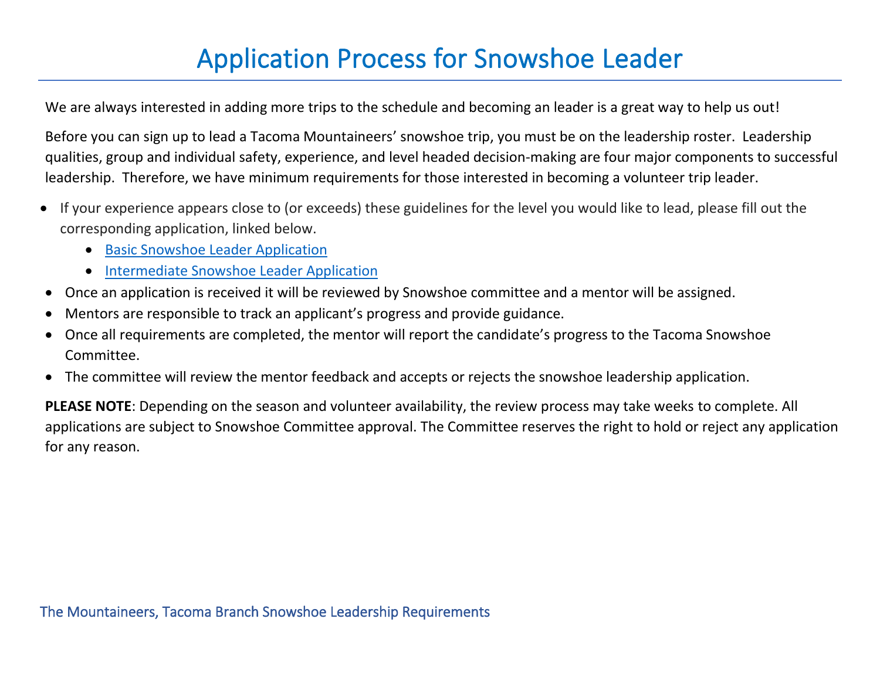# Application Process for Snowshoe Leader

We are always interested in adding more trips to the schedule and becoming an leader is a great way to help us out!

Before you can sign up to lead a Tacoma Mountaineers' snowshoe trip, you must be on the leadership roster. Leadership qualities, group and individual safety, experience, and level headed decision-making are four major components to successful leadership. Therefore, we have minimum requirements for those interested in becoming a volunteer trip leader.

- If your experience appears close to (or exceeds) these guidelines for the level you would like to lead, please fill out the corresponding application, linked below.
  - Basic Snowshoe Leader Application
  - Intermediate Snowshoe Leader Application
- Once an application is received it will be reviewed by Snowshoe committee and a mentor will be assigned.
- Mentors are responsible to track an applicant's progress and provide guidance.
- Once all requirements are completed, the mentor will report the candidate's progress to the Tacoma Snowshoe Committee.
- The committee will review the mentor feedback and accepts or rejects the snowshoe leadership application.

**PLEASE NOTE**: Depending on the season and volunteer availability, the review process may take weeks to complete. All applications are subject to Snowshoe Committee approval. The Committee reserves the right to hold or reject any application for any reason.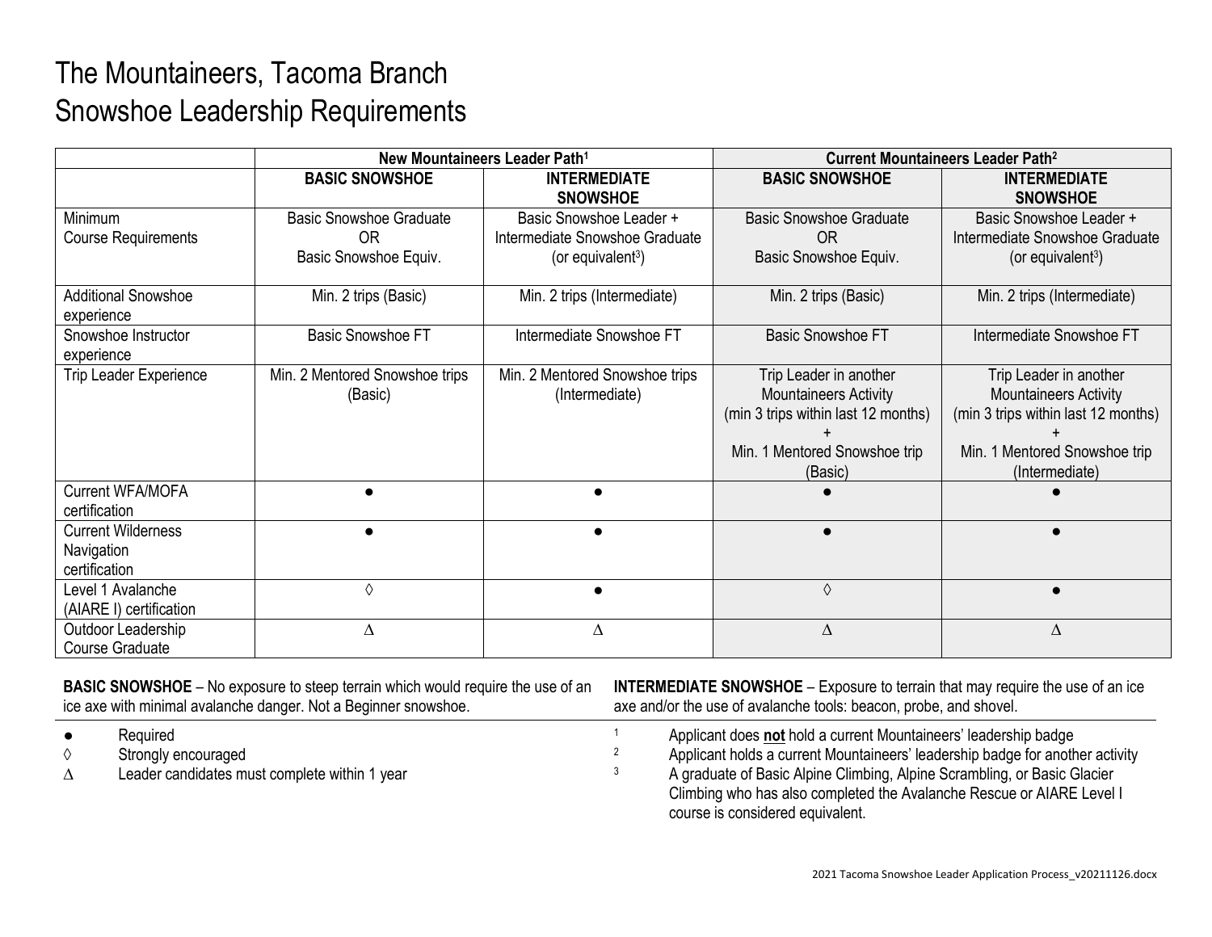# The Mountaineers, Tacoma Branch
# Snowshoe Leadership Requirements

| | New Mountaineers Leader Path[1] | | Current Mountaineers Leader Path[2] | |
|---|---|---|---|---|
| | **BASIC SNOWSHOE** | **INTERMEDIATE SNOWSHOE** | **BASIC SNOWSHOE** | **INTERMEDIATE SNOWSHOE** |
| Minimum Course Requirements | Basic Snowshoe Graduate OR Basic Snowshoe Equiv. | Basic Snowshoe Leader + Intermediate Snowshoe Graduate (or equivalent[3]) | Basic Snowshoe Graduate OR Basic Snowshoe Equiv. | Basic Snowshoe Leader + Intermediate Snowshoe Graduate (or equivalent[3]) |
| Additional Snowshoe experience | Min. 2 trips (Basic) | Min. 2 trips (Intermediate) | Min. 2 trips (Basic) | Min. 2 trips (Intermediate) |
| Snowshoe Instructor experience | Basic Snowshoe FT | Intermediate Snowshoe FT | Basic Snowshoe FT | Intermediate Snowshoe FT |
| Trip Leader Experience | Min. 2 Mentored Snowshoe trips (Basic) | Min. 2 Mentored Snowshoe trips (Intermediate) | Trip Leader in another Mountaineers Activity (min 3 trips within last 12 months) + Min. 1 Mentored Snowshoe trip (Basic) | Trip Leader in another Mountaineers Activity (min 3 trips within last 12 months) + Min. 1 Mentored Snowshoe trip (Intermediate) |
| Current WFA/MOFA certification | ● | ● | ● | ● |
| Current Wilderness Navigation certification | ● | ● | ● | ● |
| Level 1 Avalanche (AIARE I) certification | ◊ | ● | ◊ | ● |
| Outdoor Leadership Course Graduate | Δ | Δ | Δ | Δ |

**BASIC SNOWSHOE** – No exposure to steep terrain which would require the use of an ice axe with minimal avalanche danger. Not a Beginner snowshoe.

**INTERMEDIATE SNOWSHOE** – Exposure to terrain that may require the use of an ice axe and/or the use of avalanche tools: beacon, probe, and shovel.

- ● Required
- ◊ Strongly encouraged
- Δ Leader candidates must complete within 1 year

[1] Applicant does **not** hold a current Mountaineers' leadership badge

[2] Applicant holds a current Mountaineers' leadership badge for another activity

[3] A graduate of Basic Alpine Climbing, Alpine Scrambling, or Basic Glacier Climbing who has also completed the Avalanche Rescue or AIARE Level I course is considered equivalent.

2021 Tacoma Snowshoe Leader Application Process_v20211126.docx